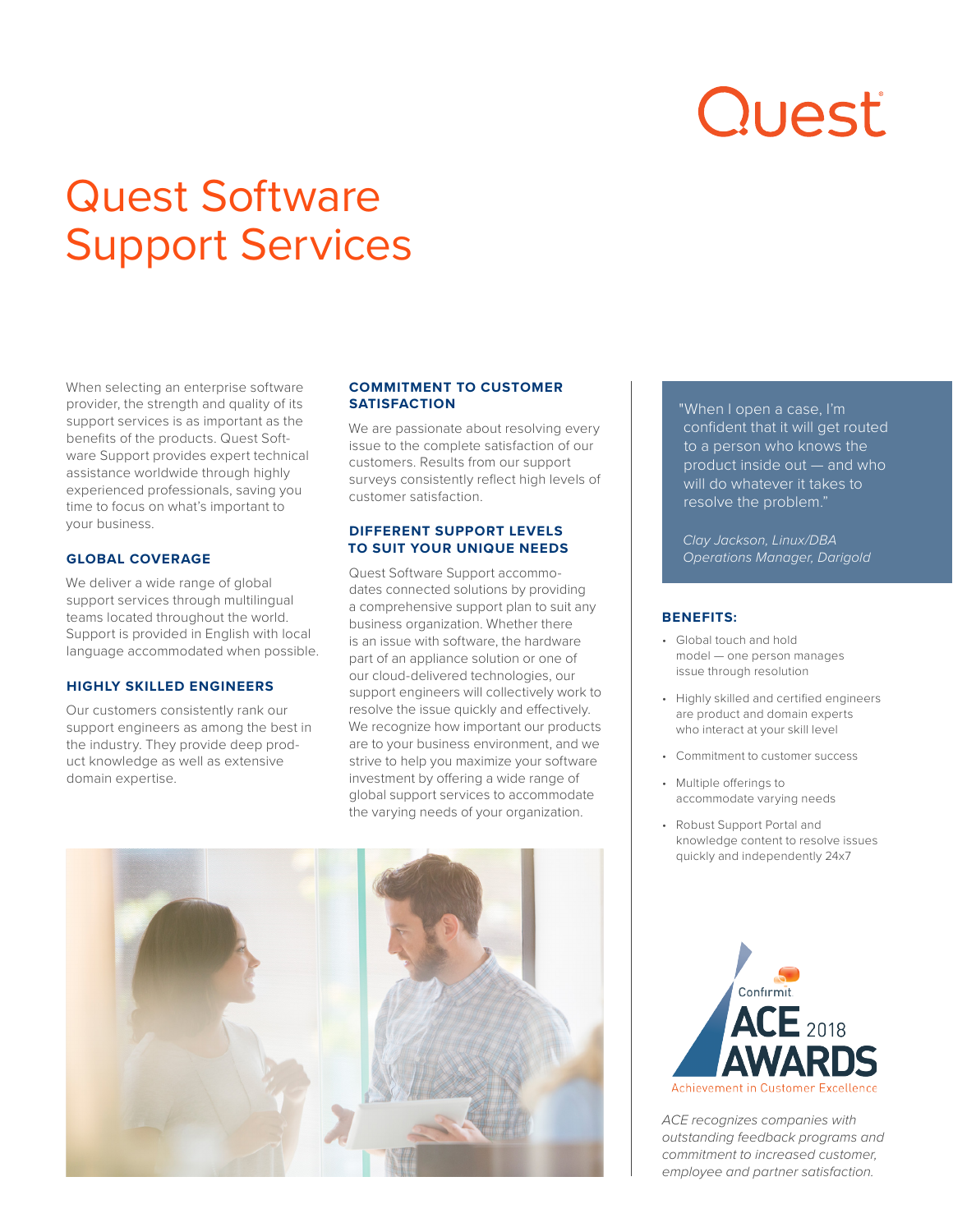# Quest Software Support Services

When selecting an enterprise software provider, the strength and quality of its support services is as important as the benefits of the products. Quest Software Support provides expert technical assistance worldwide through highly experienced professionals, saving you time to focus on what's important to your business.

## GLOBAL COVERAGE

We deliver a wide range of global support services through multilingual teams located throughout the world. Support is provided in English with local language accommodated when possible.

## HIGHLY SKILLED ENGINEERS

Our customers consistently rank our support engineers as among the best in the industry. They provide deep product knowledge as well as extensive domain expertise.

## COMMITMENT TO CUSTOMER SATISFACTION

We are passionate about resolving every issue to the complete satisfaction of our customers. Results from our support surveys consistently reflect high levels of customer satisfaction.

## DIFFERENT SUPPORT LEVELS TO SUIT YOUR UNIQUE NEEDS

Quest Software Support accommodates connected solutions by providing a comprehensive support plan to suit any business organization. Whether there is an issue with software, the hardware part of an appliance solution or one of our cloud-delivered technologies, our support engineers will collectively work to resolve the issue quickly and effectively. We recognize how important our products are to your business environment, and we strive to help you maximize your software investment by offering a wide range of global support services to accommodate the varying needs of your organization.

"When I open a case, I'm confident that it will get routed to a person who knows the product inside out — and who will do whatever it takes to resolve the problem."

*Clay Jackson, Linux/DBA Operations Manager, Darigold*

## BENEFITS:

- Global touch and hold model — one person manages issue through resolution
- Highly skilled and certified engineers are product and domain experts who interact at your skill level
- Commitment to customer success
- Multiple offerings to accommodate varying needs
- Robust Support Portal and knowledge content to resolve issues quickly and independently 24x7

Confirmit ACE 2018 AWARDS
Achievement in Customer Excellence

*ACE recognizes companies with outstanding feedback programs and commitment to increased customer, employee and partner satisfaction.*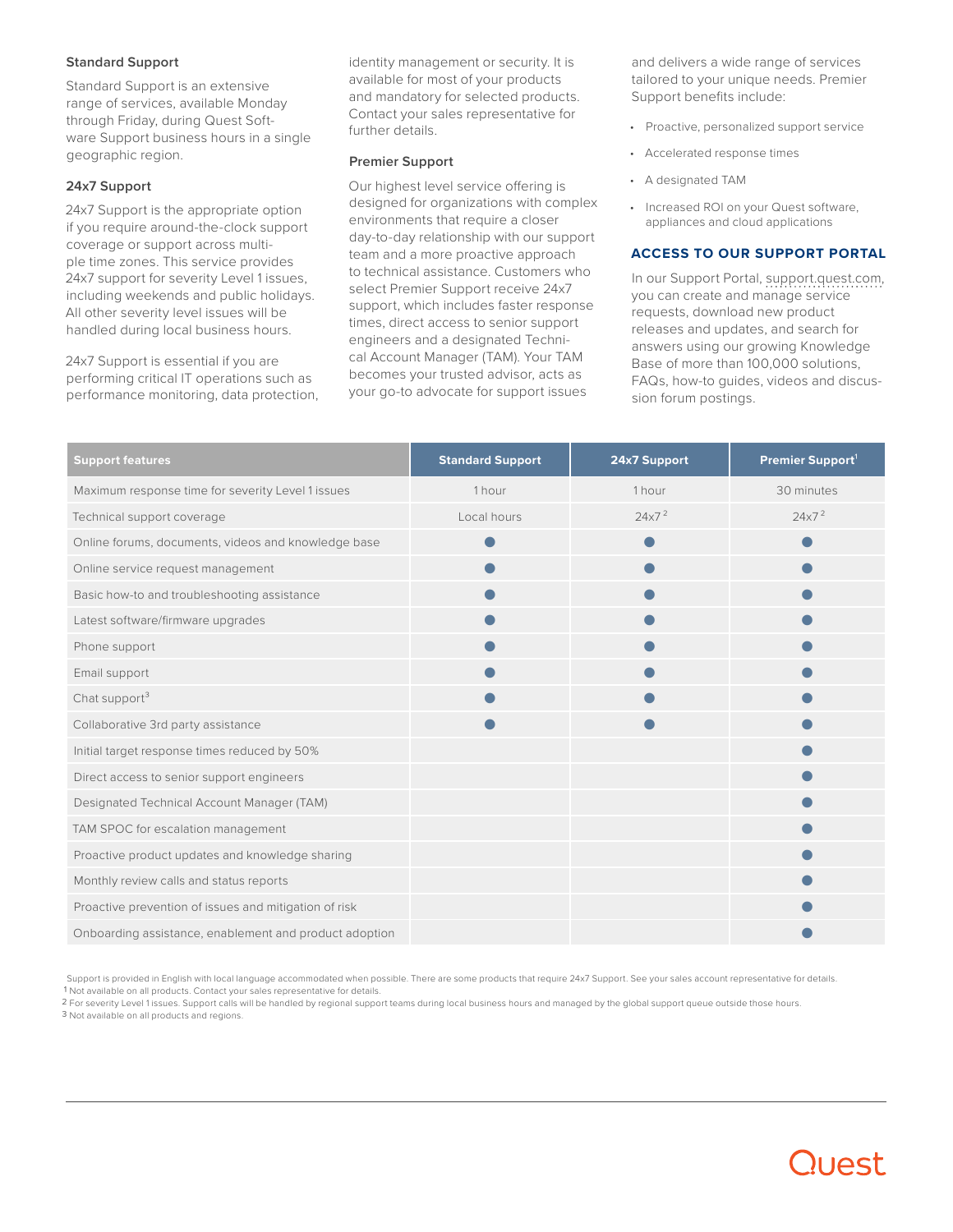### Standard Support

Standard Support is an extensive range of services, available Monday through Friday, during Quest Software Support business hours in a single geographic region.

### 24x7 Support

24x7 Support is the appropriate option if you require around-the-clock support coverage or support across multiple time zones. This service provides 24x7 support for severity Level 1 issues, including weekends and public holidays. All other severity level issues will be handled during local business hours.

24x7 Support is essential if you are performing critical IT operations such as performance monitoring, data protection, identity management or security. It is available for most of your products and mandatory for selected products. Contact your sales representative for further details.

### Premier Support

Our highest level service offering is designed for organizations with complex environments that require a closer day-to-day relationship with our support team and a more proactive approach to technical assistance. Customers who select Premier Support receive 24x7 support, which includes faster response times, direct access to senior support engineers and a designated Technical Account Manager (TAM). Your TAM becomes your trusted advisor, acts as your go-to advocate for support issues and delivers a wide range of services tailored to your unique needs. Premier Support benefits include:

- Proactive, personalized support service
- Accelerated response times
- A designated TAM
- Increased ROI on your Quest software, appliances and cloud applications

## ACCESS TO OUR SUPPORT PORTAL

In our Support Portal, support.quest.com, you can create and manage service requests, download new product releases and updates, and search for answers using our growing Knowledge Base of more than 100,000 solutions, FAQs, how-to guides, videos and discussion forum postings.

| Support features | Standard Support | 24x7 Support | Premier Support[1] |
|---|---|---|---|
| Maximum response time for severity Level 1 issues | 1 hour | 1 hour | 30 minutes |
| Technical support coverage | Local hours | 24x7[2] | 24x7[2] |
| Online forums, documents, videos and knowledge base | ● | ● | ● |
| Online service request management | ● | ● | ● |
| Basic how-to and troubleshooting assistance | ● | ● | ● |
| Latest software/firmware upgrades | ● | ● | ● |
| Phone support | ● | ● | ● |
| Email support | ● | ● | ● |
| Chat support[3] | ● | ● | ● |
| Collaborative 3rd party assistance | ● | ● | ● |
| Initial target response times reduced by 50% | | | ● |
| Direct access to senior support engineers | | | ● |
| Designated Technical Account Manager (TAM) | | | ● |
| TAM SPOC for escalation management | | | ● |
| Proactive product updates and knowledge sharing | | | ● |
| Monthly review calls and status reports | | | ● |
| Proactive prevention of issues and mitigation of risk | | | ● |
| Onboarding assistance, enablement and product adoption | | | ● |

Support is provided in English with local language accommodated when possible. There are some products that require 24x7 Support. See your sales account representative for details.

[1] Not available on all products. Contact your sales representative for details.

[2] For severity Level 1 issues. Support calls will be handled by regional support teams during local business hours and managed by the global support queue outside those hours.

[3] Not available on all products and regions.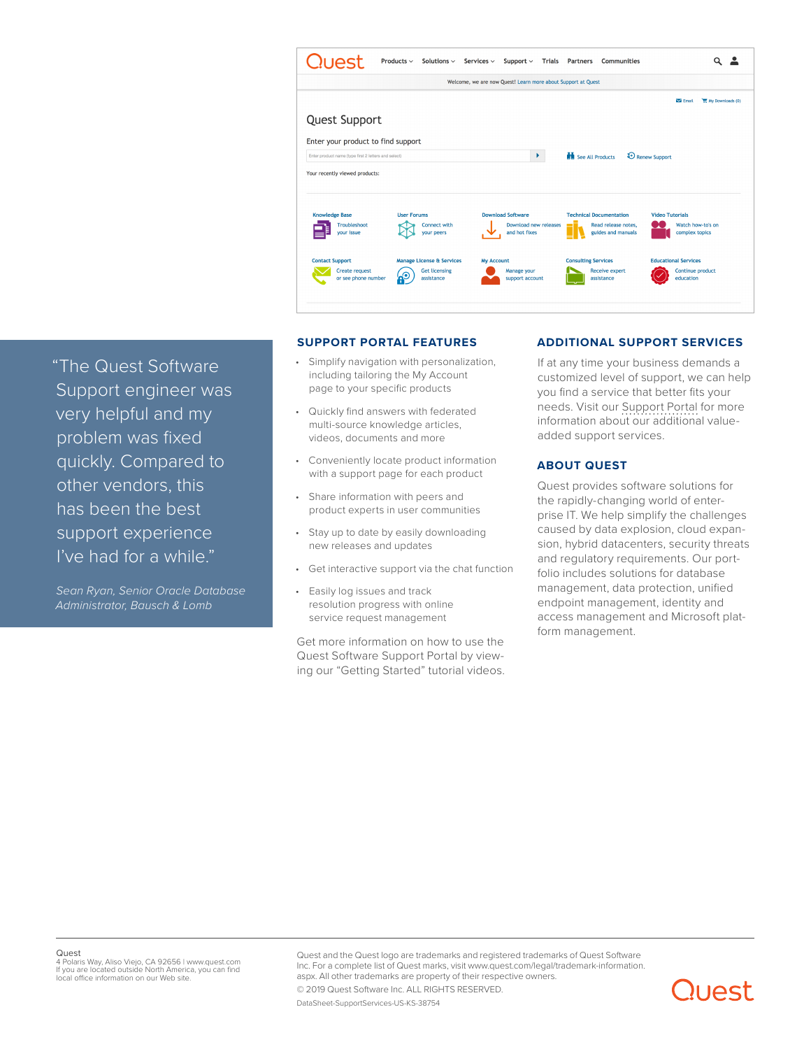"The Quest Software Support engineer was very helpful and my problem was fixed quickly. Compared to other vendors, this has been the best support experience I've had for a while."

*Sean Ryan, Senior Oracle Database Administrator, Bausch & Lomb*

## SUPPORT PORTAL FEATURES

- Simplify navigation with personalization, including tailoring the My Account page to your specific products
- Quickly find answers with federated multi-source knowledge articles, videos, documents and more
- Conveniently locate product information with a support page for each product
- Share information with peers and product experts in user communities
- Stay up to date by easily downloading new releases and updates
- Get interactive support via the chat function
- Easily log issues and track resolution progress with online service request management

Get more information on how to use the Quest Software Support Portal by viewing our "Getting Started" tutorial videos.

## ADDITIONAL SUPPORT SERVICES

If at any time your business demands a customized level of support, we can help you find a service that better fits your needs. Visit our Support Portal for more information about our additional value-added support services.

## ABOUT QUEST

Quest provides software solutions for the rapidly-changing world of enterprise IT. We help simplify the challenges caused by data explosion, cloud expansion, hybrid datacenters, security threats and regulatory requirements. Our portfolio includes solutions for database management, data protection, unified endpoint management, identity and access management and Microsoft platform management.

Quest
4 Polaris Way, Aliso Viejo, CA 92656 | www.quest.com
If you are located outside North America, you can find local office information on our Web site.

Quest and the Quest logo are trademarks and registered trademarks of Quest Software Inc. For a complete list of Quest marks, visit www.quest.com/legal/trademark-information.aspx. All other trademarks are property of their respective owners.

© 2019 Quest Software Inc. ALL RIGHTS RESERVED.

DataSheet-SupportServices-US-KS-38754